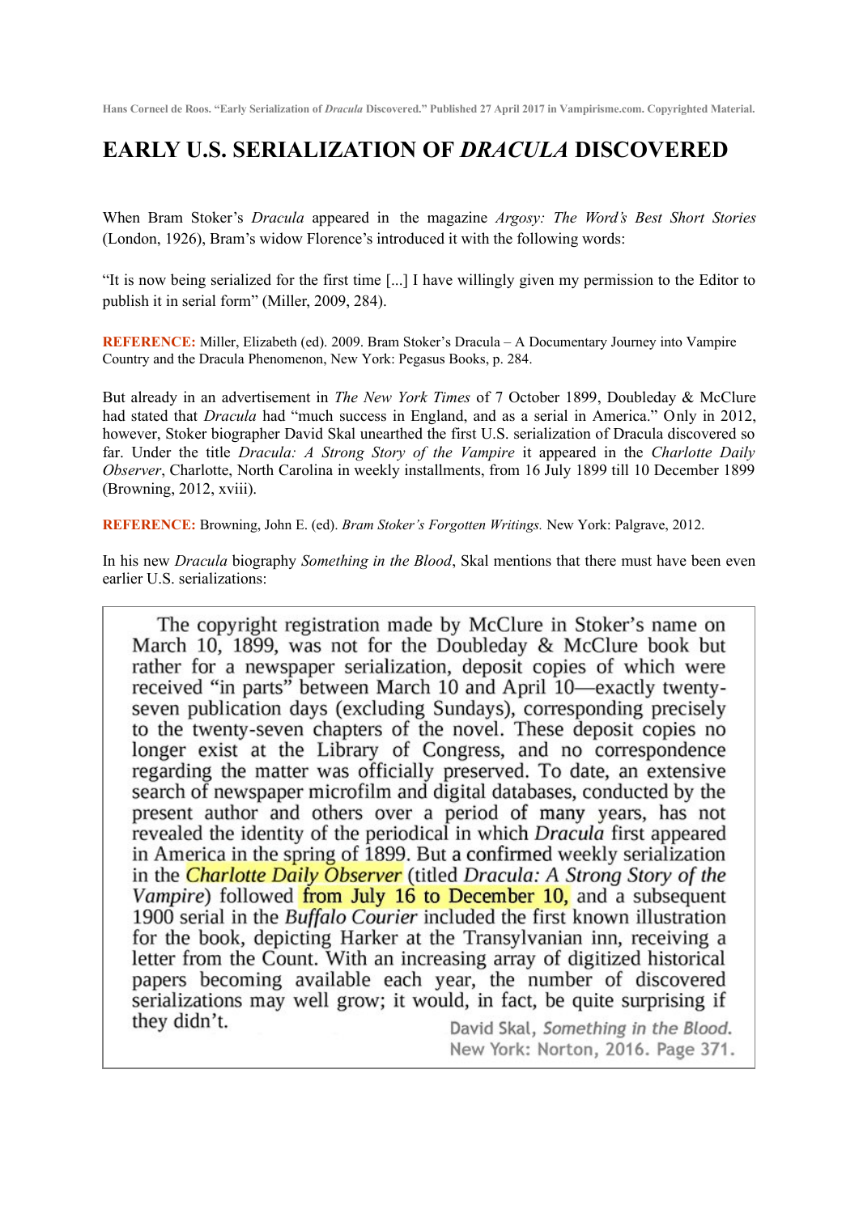# EARLY U.S. SERIALIZATION OF *DRACULA* DISCOVERED

When Bram Stoker's *Dracula* appeared in the magazine *Argosy: The Word's Best Short Stories* (London, 1926), Bram's widow Florence's introduced it with the following words:

"It is now being serialized for the first time [...] I have willingly given my permission to the Editor to publish it in serial form" (Miller, 2009, 284).

**REFERENCE:** Miller, Elizabeth (ed). 2009. Bram Stoker's Dracula – A Documentary Journey into Vampire Country and the Dracula Phenomenon, New York: Pegasus Books, p. 284.

But already in an advertisement in *The New York Times* of 7 October 1899, Doubleday & McClure had stated that *Dracula* had "much success in England, and as a serial in America." Only in 2012, however, Stoker biographer David Skal unearthed the first U.S. serialization of Dracula discovered so far. Under the title *Dracula: A Strong Story of the Vampire* it appeared in the *Charlotte Daily Observer*, Charlotte, North Carolina in weekly installments, from 16 July 1899 till 10 December 1899 (Browning, 2012, xviii).

**REFERENCE:** Browning, John E. (ed). *Bram Stoker's Forgotten Writings.* New York: Palgrave, 2012.

In his new *Dracula* biography *Something in the Blood*, Skal mentions that there must have been even earlier U.S. serializations:

> The copyright registration made by McClure in Stoker's name on March 10, 1899, was not for the Doubleday & McClure book but rather for a newspaper serialization, deposit copies of which were received "in parts" between March 10 and April 10—exactly twenty-seven publication days (excluding Sundays), corresponding precisely to the twenty-seven chapters of the novel. These deposit copies no longer exist at the Library of Congress, and no correspondence regarding the matter was officially preserved. To date, an extensive search of newspaper microfilm and digital databases, conducted by the present author and others over a period of many years, has not revealed the identity of the periodical in which *Dracula* first appeared in America in the spring of 1899. But a confirmed weekly serialization in the *Charlotte Daily Observer* (titled *Dracula: A Strong Story of the Vampire*) followed from July 16 to December 10, and a subsequent 1900 serial in the *Buffalo Courier* included the first known illustration for the book, depicting Harker at the Transylvanian inn, receiving a letter from the Count. With an increasing array of digitized historical papers becoming available each year, the number of discovered serializations may well grow; it would, in fact, be quite surprising if they didn't.
>
> David Skal, *Something in the Blood*. New York: Norton, 2016. Page 371.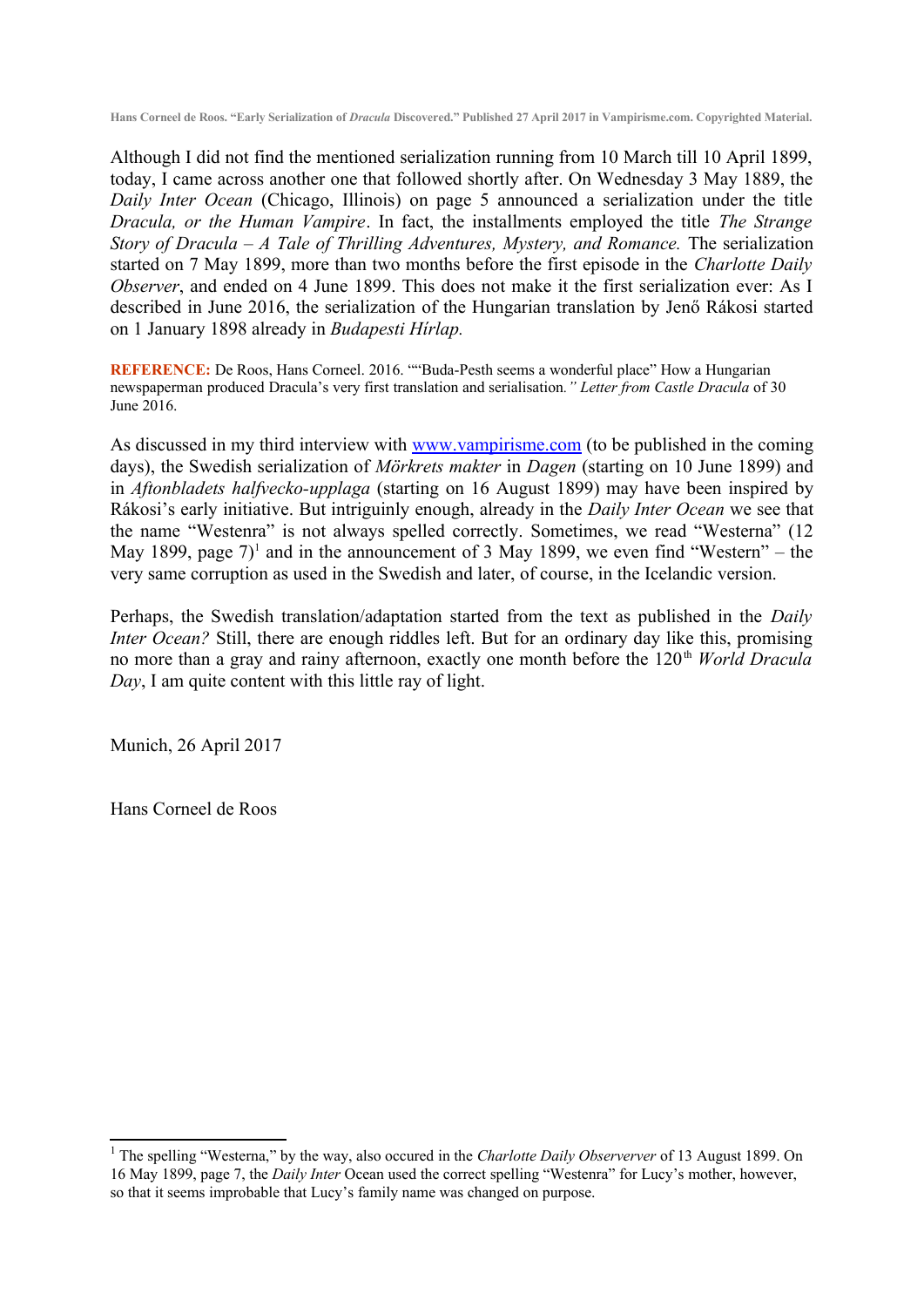Although I did not find the mentioned serialization running from 10 March till 10 April 1899, today, I came across another one that followed shortly after. On Wednesday 3 May 1889, the *Daily Inter Ocean* (Chicago, Illinois) on page 5 announced a serialization under the title *Dracula, or the Human Vampire*. In fact, the installments employed the title *The Strange Story of Dracula – A Tale of Thrilling Adventures, Mystery, and Romance.* The serialization started on 7 May 1899, more than two months before the first episode in the *Charlotte Daily Observer*, and ended on 4 June 1899. This does not make it the first serialization ever: As I described in June 2016, the serialization of the Hungarian translation by Jenő Rákosi started on 1 January 1898 already in *Budapesti Hírlap.*

**REFERENCE:** De Roos, Hans Corneel. 2016. ""Buda-Pesth seems a wonderful place" How a Hungarian newspaperman produced Dracula's very first translation and serialisation.*" Letter from Castle Dracula* of 30 June 2016.

As discussed in my third interview with www.vampirisme.com (to be published in the coming days), the Swedish serialization of *Mörkrets makter* in *Dagen* (starting on 10 June 1899) and in *Aftonbladets halfvecko-upplaga* (starting on 16 August 1899) may have been inspired by Rákosi's early initiative. But intriguinly enough, already in the *Daily Inter Ocean* we see that the name "Westenra" is not always spelled correctly. Sometimes, we read "Westerna" (12 May 1899, page 7)[1] and in the announcement of 3 May 1899, we even find "Western" – the very same corruption as used in the Swedish and later, of course, in the Icelandic version.

Perhaps, the Swedish translation/adaptation started from the text as published in the *Daily Inter Ocean?* Still, there are enough riddles left. But for an ordinary day like this, promising no more than a gray and rainy afternoon, exactly one month before the 120th *World Dracula Day*, I am quite content with this little ray of light.

Munich, 26 April 2017

Hans Corneel de Roos

---

[1] The spelling "Westerna," by the way, also occured in the *Charlotte Daily Observerver* of 13 August 1899. On 16 May 1899, page 7, the *Daily Inter* Ocean used the correct spelling "Westenra" for Lucy's mother, however, so that it seems improbable that Lucy's family name was changed on purpose.